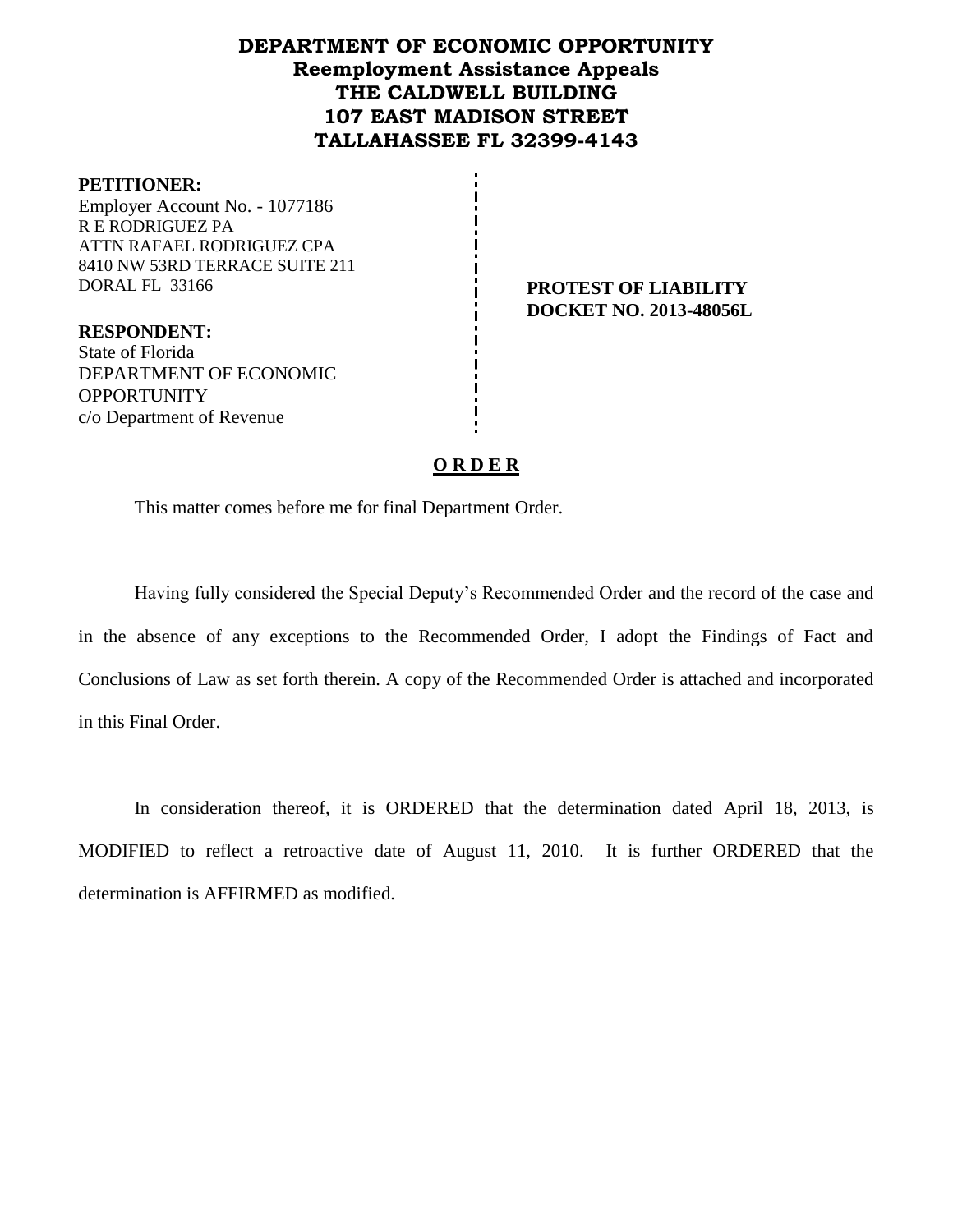# DEPARTMENT OF ECONOMIC OPPORTUNITY
## Reemployment Assistance Appeals
## THE CALDWELL BUILDING
## 107 EAST MADISON STREET
## TALLAHASSEE FL 32399-4143

**PETITIONER:**
Employer Account No. - 1077186
R E RODRIGUEZ PA
ATTN RAFAEL RODRIGUEZ CPA
8410 NW 53RD TERRACE SUITE 211
DORAL FL 33166

**PROTEST OF LIABILITY**
**DOCKET NO. 2013-48056L**

**RESPONDENT:**
State of Florida
DEPARTMENT OF ECONOMIC OPPORTUNITY
c/o Department of Revenue

**O R D E R**

This matter comes before me for final Department Order.

Having fully considered the Special Deputy's Recommended Order and the record of the case and in the absence of any exceptions to the Recommended Order, I adopt the Findings of Fact and Conclusions of Law as set forth therein. A copy of the Recommended Order is attached and incorporated in this Final Order.

In consideration thereof, it is ORDERED that the determination dated April 18, 2013, is MODIFIED to reflect a retroactive date of August 11, 2010. It is further ORDERED that the determination is AFFIRMED as modified.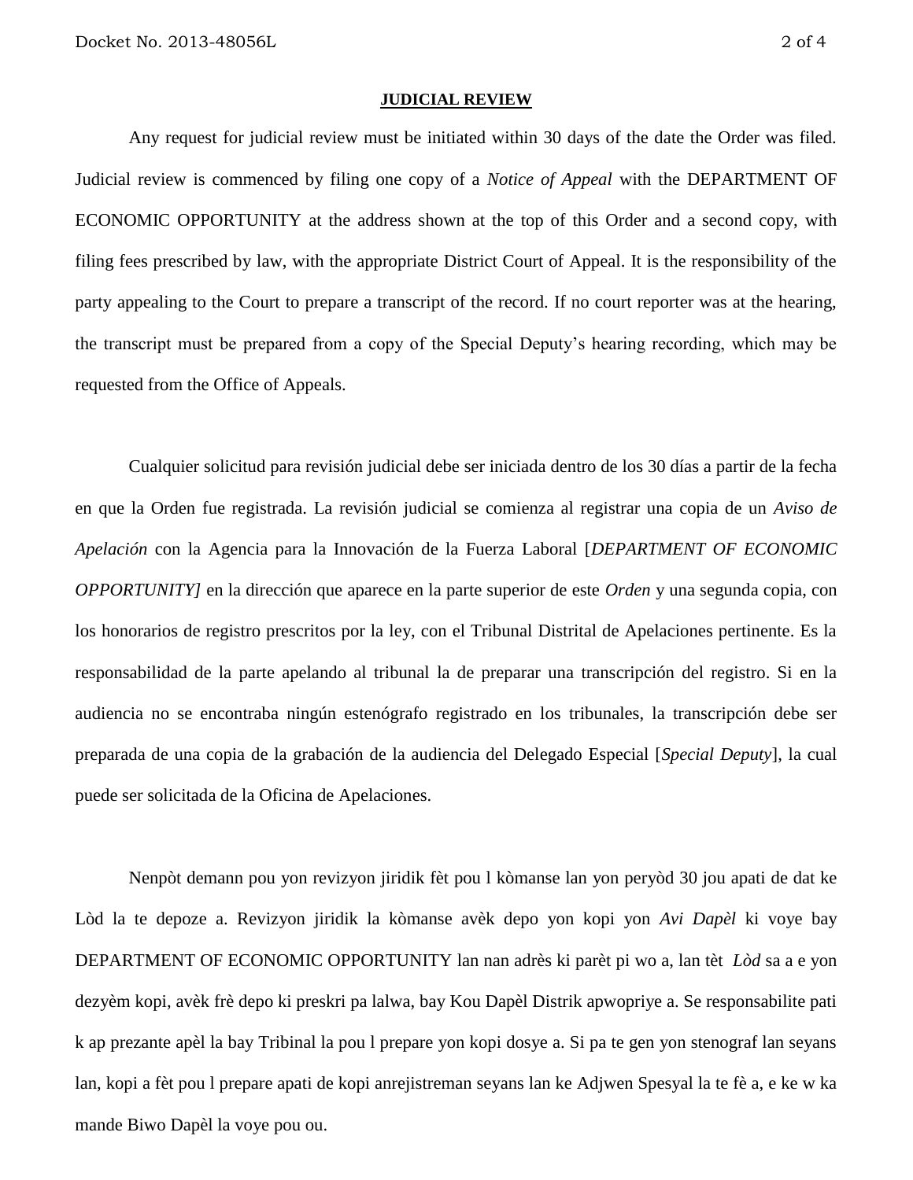**JUDICIAL REVIEW**

Any request for judicial review must be initiated within 30 days of the date the Order was filed. Judicial review is commenced by filing one copy of a *Notice of Appeal* with the DEPARTMENT OF ECONOMIC OPPORTUNITY at the address shown at the top of this Order and a second copy, with filing fees prescribed by law, with the appropriate District Court of Appeal. It is the responsibility of the party appealing to the Court to prepare a transcript of the record. If no court reporter was at the hearing, the transcript must be prepared from a copy of the Special Deputy's hearing recording, which may be requested from the Office of Appeals.

Cualquier solicitud para revisión judicial debe ser iniciada dentro de los 30 días a partir de la fecha en que la Orden fue registrada. La revisión judicial se comienza al registrar una copia de un *Aviso de Apelación* con la Agencia para la Innovación de la Fuerza Laboral [*DEPARTMENT OF ECONOMIC OPPORTUNITY]* en la dirección que aparece en la parte superior de este *Orden* y una segunda copia, con los honorarios de registro prescritos por la ley, con el Tribunal Distrital de Apelaciones pertinente. Es la responsabilidad de la parte apelando al tribunal la de preparar una transcripción del registro. Si en la audiencia no se encontraba ningún estenógrafo registrado en los tribunales, la transcripción debe ser preparada de una copia de la grabación de la audiencia del Delegado Especial [*Special Deputy*], la cual puede ser solicitada de la Oficina de Apelaciones.

Nenpòt demann pou yon revizyon jiridik fèt pou l kòmanse lan yon peryòd 30 jou apati de dat ke Lòd la te depoze a. Revizyon jiridik la kòmanse avèk depo yon kopi yon *Avi Dapèl* ki voye bay DEPARTMENT OF ECONOMIC OPPORTUNITY lan nan adrès ki parèt pi wo a, lan tèt *Lòd* sa a e yon dezyèm kopi, avèk frè depo ki preskri pa lalwa, bay Kou Dapèl Distrik apwopriye a. Se responsabilite pati k ap prezante apèl la bay Tribinal la pou l prepare yon kopi dosye a. Si pa te gen yon stenograf lan seyans lan, kopi a fèt pou l prepare apati de kopi anrejistreman seyans lan ke Adjwen Spesyal la te fè a, e ke w ka mande Biwo Dapèl la voye pou ou.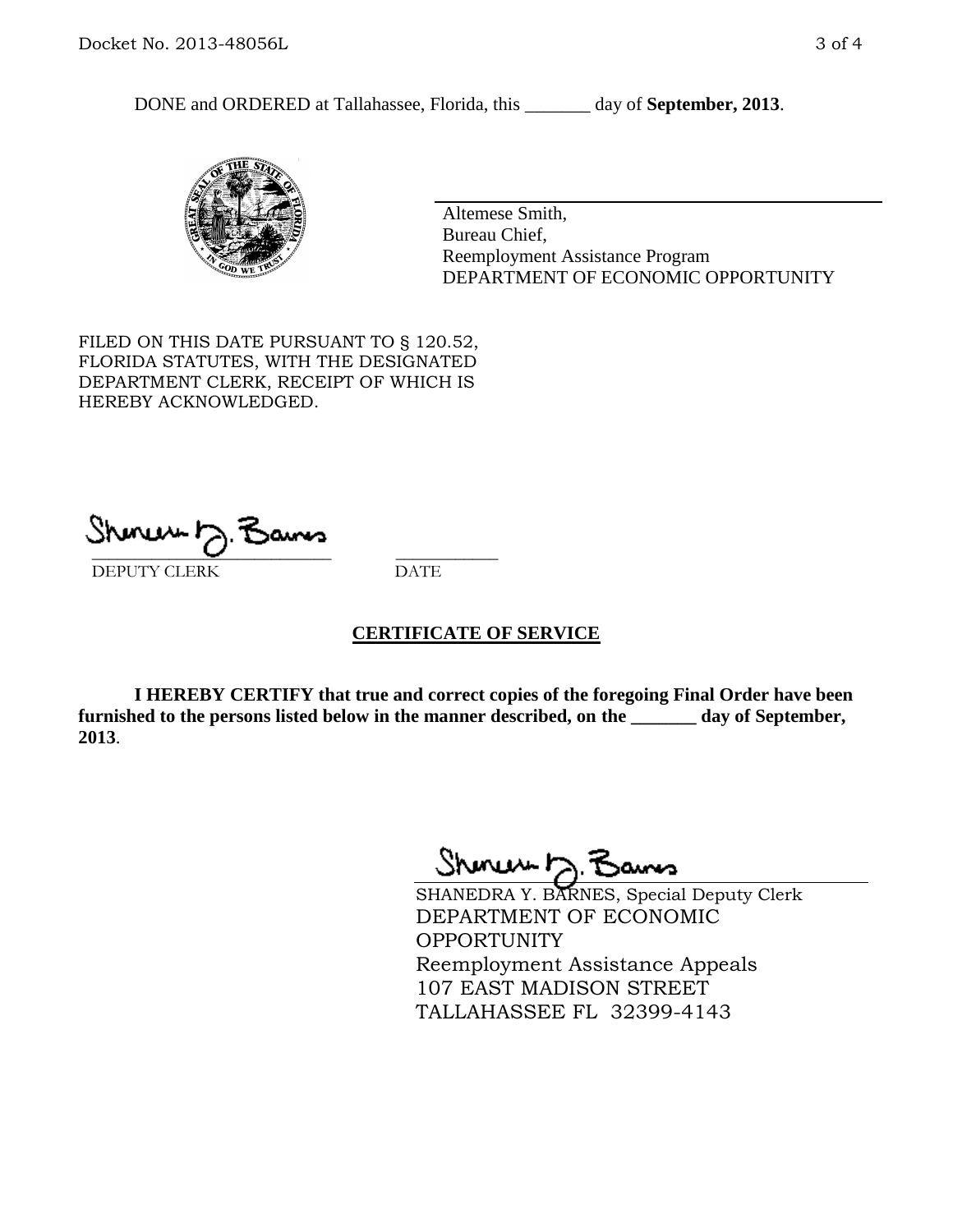DONE and ORDERED at Tallahassee, Florida, this _______ day of **September, 2013**.

Altemese Smith,
Bureau Chief,
Reemployment Assistance Program
DEPARTMENT OF ECONOMIC OPPORTUNITY

FILED ON THIS DATE PURSUANT TO § 120.52, FLORIDA STATUTES, WITH THE DESIGNATED DEPARTMENT CLERK, RECEIPT OF WHICH IS HEREBY ACKNOWLEDGED.

_________________________ ___________
DEPUTY CLERK DATE

## CERTIFICATE OF SERVICE

**I HEREBY CERTIFY that true and correct copies of the foregoing Final Order have been furnished to the persons listed below in the manner described, on the _______ day of September, 2013**.

SHANEDRA Y. BARNES, Special Deputy Clerk
DEPARTMENT OF ECONOMIC OPPORTUNITY
Reemployment Assistance Appeals
107 EAST MADISON STREET
TALLAHASSEE FL 32399-4143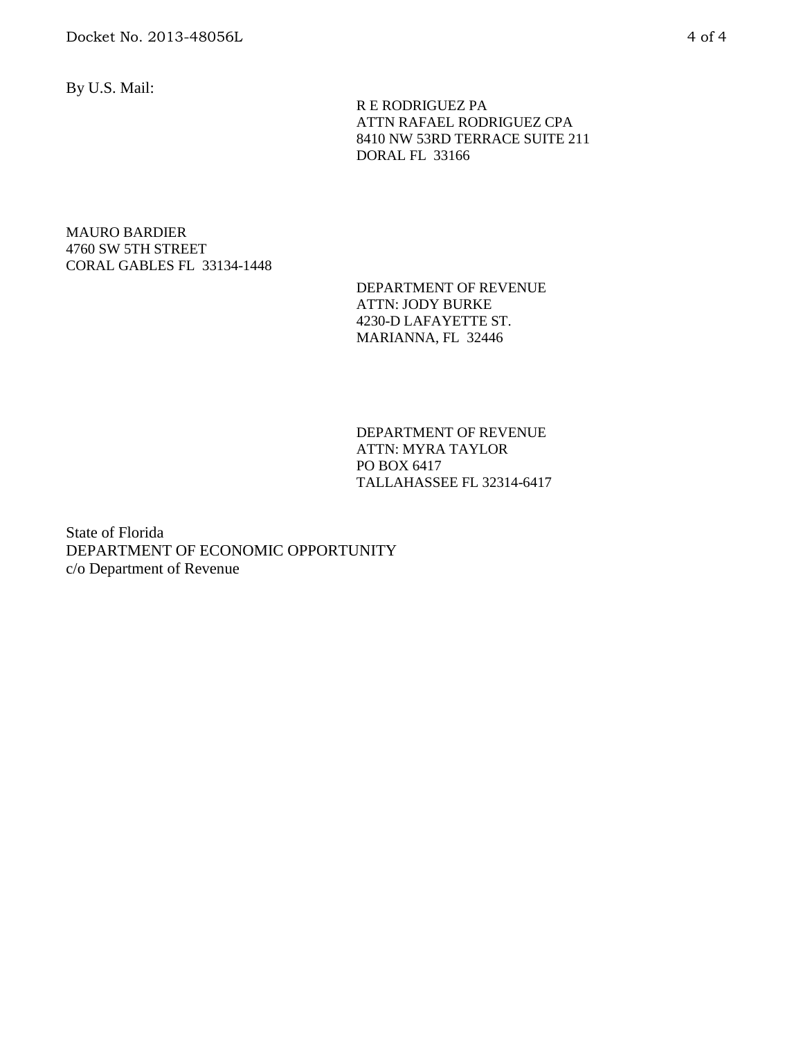By U.S. Mail:

R E RODRIGUEZ PA
ATTN RAFAEL RODRIGUEZ CPA
8410 NW 53RD TERRACE SUITE 211
DORAL FL 33166

MAURO BARDIER
4760 SW 5TH STREET
CORAL GABLES FL 33134-1448

DEPARTMENT OF REVENUE
ATTN: JODY BURKE
4230-D LAFAYETTE ST.
MARIANNA, FL 32446

DEPARTMENT OF REVENUE
ATTN: MYRA TAYLOR
PO BOX 6417
TALLAHASSEE FL 32314-6417

State of Florida
DEPARTMENT OF ECONOMIC OPPORTUNITY
c/o Department of Revenue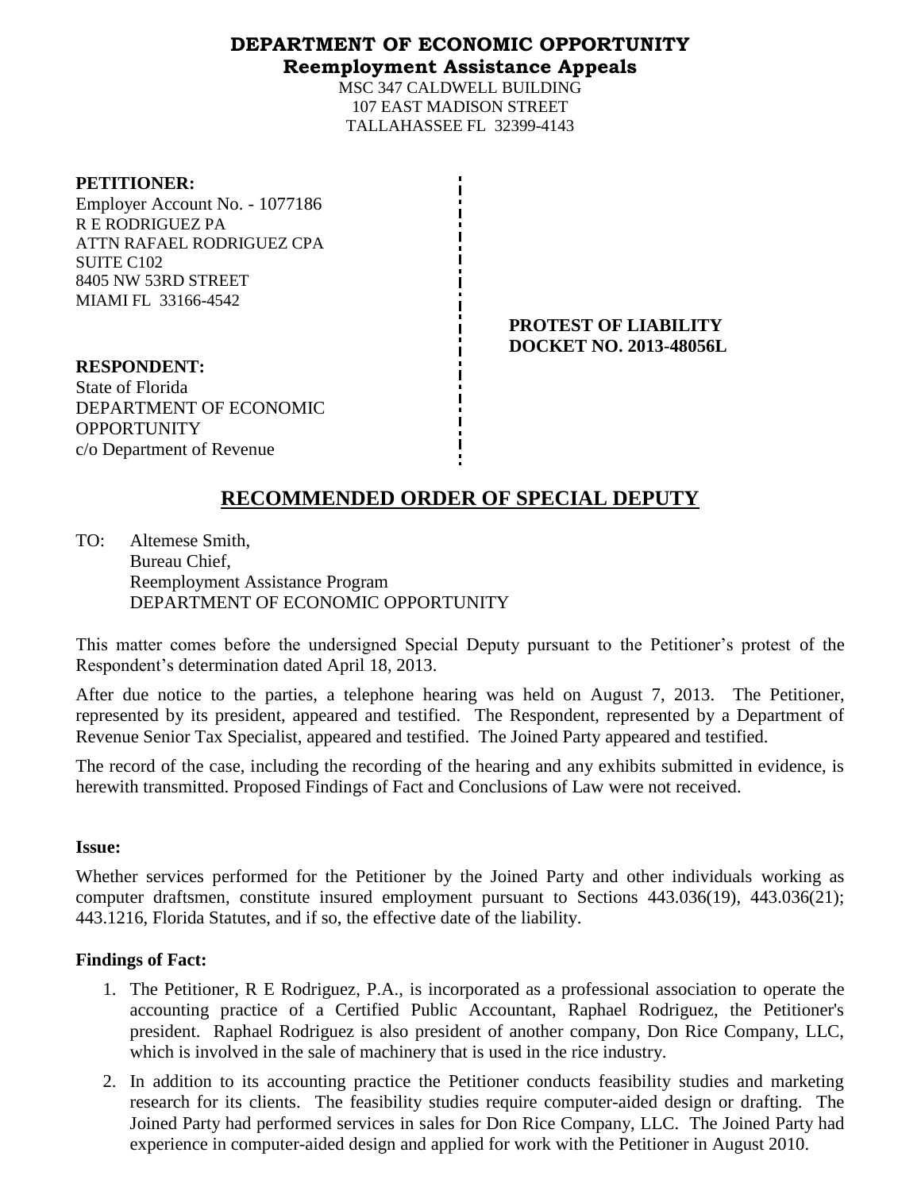**DEPARTMENT OF ECONOMIC OPPORTUNITY**
**Reemployment Assistance Appeals**

MSC 347 CALDWELL BUILDING
107 EAST MADISON STREET
TALLAHASSEE FL 32399-4143

**PETITIONER:**
Employer Account No. - 1077186
R E RODRIGUEZ PA
ATTN RAFAEL RODRIGUEZ CPA
SUITE C102
8405 NW 53RD STREET
MIAMI FL 33166-4542

**PROTEST OF LIABILITY**
**DOCKET NO. 2013-48056L**

**RESPONDENT:**
State of Florida
DEPARTMENT OF ECONOMIC OPPORTUNITY
c/o Department of Revenue

# RECOMMENDED ORDER OF SPECIAL DEPUTY

TO: Altemese Smith,
Bureau Chief,
Reemployment Assistance Program
DEPARTMENT OF ECONOMIC OPPORTUNITY

This matter comes before the undersigned Special Deputy pursuant to the Petitioner's protest of the Respondent's determination dated April 18, 2013.

After due notice to the parties, a telephone hearing was held on August 7, 2013. The Petitioner, represented by its president, appeared and testified. The Respondent, represented by a Department of Revenue Senior Tax Specialist, appeared and testified. The Joined Party appeared and testified.

The record of the case, including the recording of the hearing and any exhibits submitted in evidence, is herewith transmitted. Proposed Findings of Fact and Conclusions of Law were not received.

**Issue:**

Whether services performed for the Petitioner by the Joined Party and other individuals working as computer draftsmen, constitute insured employment pursuant to Sections 443.036(19), 443.036(21); 443.1216, Florida Statutes, and if so, the effective date of the liability.

**Findings of Fact:**

1. The Petitioner, R E Rodriguez, P.A., is incorporated as a professional association to operate the accounting practice of a Certified Public Accountant, Raphael Rodriguez, the Petitioner's president. Raphael Rodriguez is also president of another company, Don Rice Company, LLC, which is involved in the sale of machinery that is used in the rice industry.
2. In addition to its accounting practice the Petitioner conducts feasibility studies and marketing research for its clients. The feasibility studies require computer-aided design or drafting. The Joined Party had performed services in sales for Don Rice Company, LLC. The Joined Party had experience in computer-aided design and applied for work with the Petitioner in August 2010.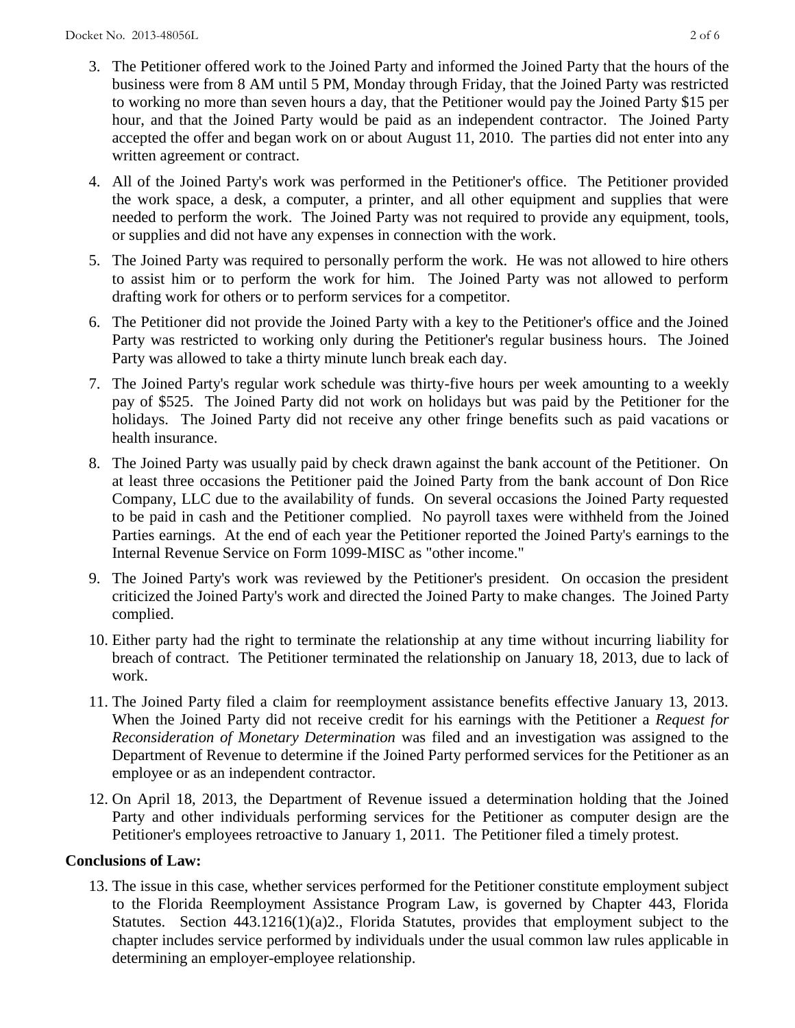3. The Petitioner offered work to the Joined Party and informed the Joined Party that the hours of the business were from 8 AM until 5 PM, Monday through Friday, that the Joined Party was restricted to working no more than seven hours a day, that the Petitioner would pay the Joined Party $15 per hour, and that the Joined Party would be paid as an independent contractor. The Joined Party accepted the offer and began work on or about August 11, 2010. The parties did not enter into any written agreement or contract.

4. All of the Joined Party's work was performed in the Petitioner's office. The Petitioner provided the work space, a desk, a computer, a printer, and all other equipment and supplies that were needed to perform the work. The Joined Party was not required to provide any equipment, tools, or supplies and did not have any expenses in connection with the work.

5. The Joined Party was required to personally perform the work. He was not allowed to hire others to assist him or to perform the work for him. The Joined Party was not allowed to perform drafting work for others or to perform services for a competitor.

6. The Petitioner did not provide the Joined Party with a key to the Petitioner's office and the Joined Party was restricted to working only during the Petitioner's regular business hours. The Joined Party was allowed to take a thirty minute lunch break each day.

7. The Joined Party's regular work schedule was thirty-five hours per week amounting to a weekly pay of $525. The Joined Party did not work on holidays but was paid by the Petitioner for the holidays. The Joined Party did not receive any other fringe benefits such as paid vacations or health insurance.

8. The Joined Party was usually paid by check drawn against the bank account of the Petitioner. On at least three occasions the Petitioner paid the Joined Party from the bank account of Don Rice Company, LLC due to the availability of funds. On several occasions the Joined Party requested to be paid in cash and the Petitioner complied. No payroll taxes were withheld from the Joined Parties earnings. At the end of each year the Petitioner reported the Joined Party's earnings to the Internal Revenue Service on Form 1099-MISC as "other income."

9. The Joined Party's work was reviewed by the Petitioner's president. On occasion the president criticized the Joined Party's work and directed the Joined Party to make changes. The Joined Party complied.

10. Either party had the right to terminate the relationship at any time without incurring liability for breach of contract. The Petitioner terminated the relationship on January 18, 2013, due to lack of work.

11. The Joined Party filed a claim for reemployment assistance benefits effective January 13, 2013. When the Joined Party did not receive credit for his earnings with the Petitioner a *Request for Reconsideration of Monetary Determination* was filed and an investigation was assigned to the Department of Revenue to determine if the Joined Party performed services for the Petitioner as an employee or as an independent contractor.

12. On April 18, 2013, the Department of Revenue issued a determination holding that the Joined Party and other individuals performing services for the Petitioner as computer design are the Petitioner's employees retroactive to January 1, 2011. The Petitioner filed a timely protest.

**Conclusions of Law:**

13. The issue in this case, whether services performed for the Petitioner constitute employment subject to the Florida Reemployment Assistance Program Law, is governed by Chapter 443, Florida Statutes. Section 443.1216(1)(a)2., Florida Statutes, provides that employment subject to the chapter includes service performed by individuals under the usual common law rules applicable in determining an employer-employee relationship.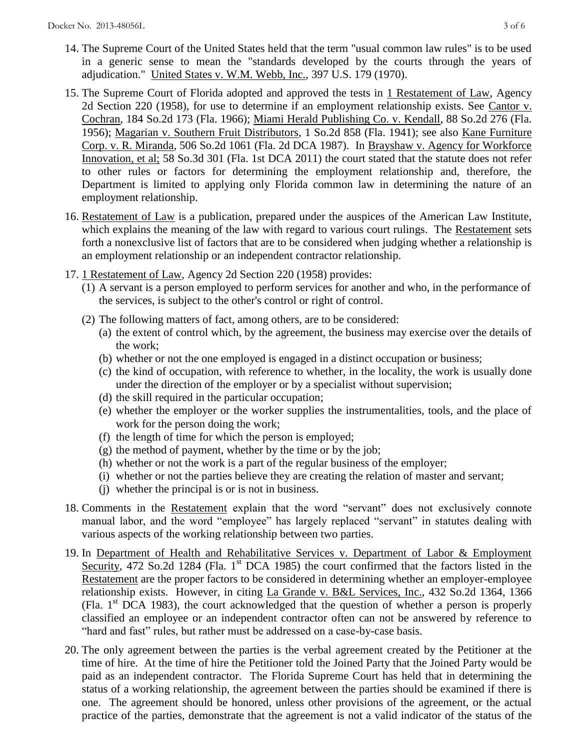14. The Supreme Court of the United States held that the term "usual common law rules" is to be used in a generic sense to mean the "standards developed by the courts through the years of adjudication." United States v. W.M. Webb, Inc., 397 U.S. 179 (1970).

15. The Supreme Court of Florida adopted and approved the tests in 1 Restatement of Law, Agency 2d Section 220 (1958), for use to determine if an employment relationship exists. See Cantor v. Cochran, 184 So.2d 173 (Fla. 1966); Miami Herald Publishing Co. v. Kendall, 88 So.2d 276 (Fla. 1956); Magarian v. Southern Fruit Distributors, 1 So.2d 858 (Fla. 1941); see also Kane Furniture Corp. v. R. Miranda, 506 So.2d 1061 (Fla. 2d DCA 1987). In Brayshaw v. Agency for Workforce Innovation, et al; 58 So.3d 301 (Fla. 1st DCA 2011) the court stated that the statute does not refer to other rules or factors for determining the employment relationship and, therefore, the Department is limited to applying only Florida common law in determining the nature of an employment relationship.

16. Restatement of Law is a publication, prepared under the auspices of the American Law Institute, which explains the meaning of the law with regard to various court rulings. The Restatement sets forth a nonexclusive list of factors that are to be considered when judging whether a relationship is an employment relationship or an independent contractor relationship.

17. 1 Restatement of Law, Agency 2d Section 220 (1958) provides:
    (1) A servant is a person employed to perform services for another and who, in the performance of the services, is subject to the other's control or right of control.
    (2) The following matters of fact, among others, are to be considered:
        (a) the extent of control which, by the agreement, the business may exercise over the details of the work;
        (b) whether or not the one employed is engaged in a distinct occupation or business;
        (c) the kind of occupation, with reference to whether, in the locality, the work is usually done under the direction of the employer or by a specialist without supervision;
        (d) the skill required in the particular occupation;
        (e) whether the employer or the worker supplies the instrumentalities, tools, and the place of work for the person doing the work;
        (f) the length of time for which the person is employed;
        (g) the method of payment, whether by the time or by the job;
        (h) whether or not the work is a part of the regular business of the employer;
        (i) whether or not the parties believe they are creating the relation of master and servant;
        (j) whether the principal is or is not in business.

18. Comments in the Restatement explain that the word "servant" does not exclusively connote manual labor, and the word "employee" has largely replaced "servant" in statutes dealing with various aspects of the working relationship between two parties.

19. In Department of Health and Rehabilitative Services v. Department of Labor & Employment Security, 472 So.2d 1284 (Fla. 1st DCA 1985) the court confirmed that the factors listed in the Restatement are the proper factors to be considered in determining whether an employer-employee relationship exists. However, in citing La Grande v. B&L Services, Inc., 432 So.2d 1364, 1366 (Fla. 1st DCA 1983), the court acknowledged that the question of whether a person is properly classified an employee or an independent contractor often can not be answered by reference to "hard and fast" rules, but rather must be addressed on a case-by-case basis.

20. The only agreement between the parties is the verbal agreement created by the Petitioner at the time of hire. At the time of hire the Petitioner told the Joined Party that the Joined Party would be paid as an independent contractor. The Florida Supreme Court has held that in determining the status of a working relationship, the agreement between the parties should be examined if there is one. The agreement should be honored, unless other provisions of the agreement, or the actual practice of the parties, demonstrate that the agreement is not a valid indicator of the status of the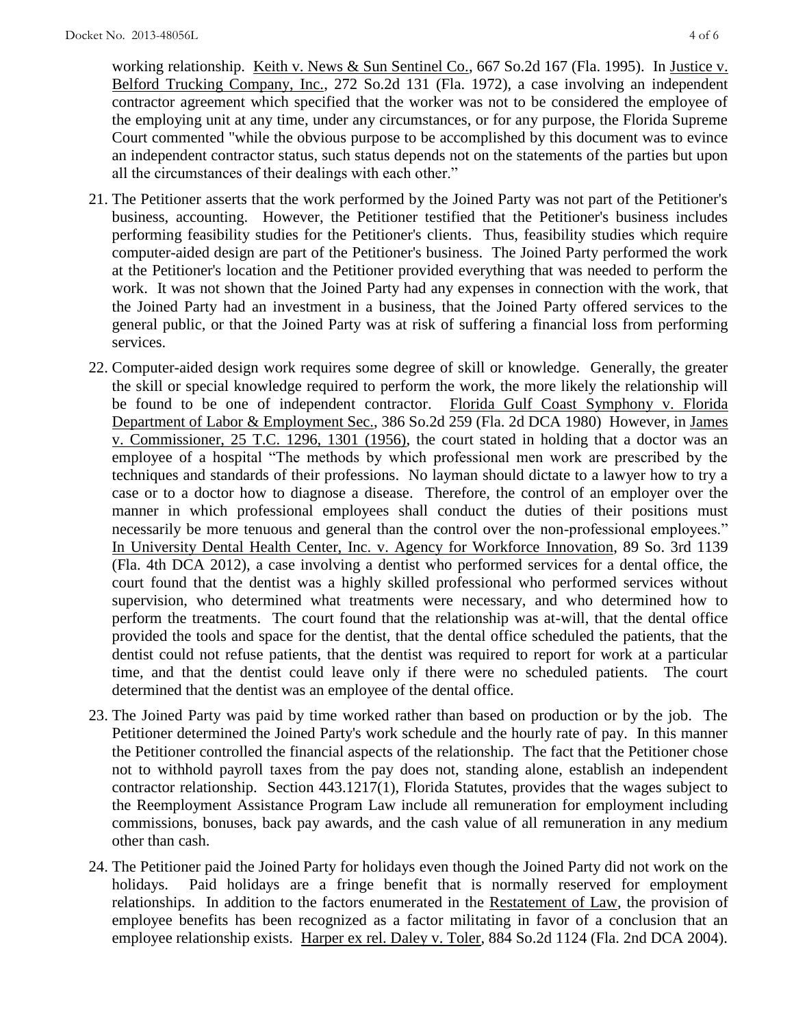working relationship. Keith v. News & Sun Sentinel Co., 667 So.2d 167 (Fla. 1995). In Justice v. Belford Trucking Company, Inc., 272 So.2d 131 (Fla. 1972), a case involving an independent contractor agreement which specified that the worker was not to be considered the employee of the employing unit at any time, under any circumstances, or for any purpose, the Florida Supreme Court commented "while the obvious purpose to be accomplished by this document was to evince an independent contractor status, such status depends not on the statements of the parties but upon all the circumstances of their dealings with each other."

21. The Petitioner asserts that the work performed by the Joined Party was not part of the Petitioner's business, accounting. However, the Petitioner testified that the Petitioner's business includes performing feasibility studies for the Petitioner's clients. Thus, feasibility studies which require computer-aided design are part of the Petitioner's business. The Joined Party performed the work at the Petitioner's location and the Petitioner provided everything that was needed to perform the work. It was not shown that the Joined Party had any expenses in connection with the work, that the Joined Party had an investment in a business, that the Joined Party offered services to the general public, or that the Joined Party was at risk of suffering a financial loss from performing services.

22. Computer-aided design work requires some degree of skill or knowledge. Generally, the greater the skill or special knowledge required to perform the work, the more likely the relationship will be found to be one of independent contractor. Florida Gulf Coast Symphony v. Florida Department of Labor & Employment Sec., 386 So.2d 259 (Fla. 2d DCA 1980) However, in James v. Commissioner, 25 T.C. 1296, 1301 (1956), the court stated in holding that a doctor was an employee of a hospital "The methods by which professional men work are prescribed by the techniques and standards of their professions. No layman should dictate to a lawyer how to try a case or to a doctor how to diagnose a disease. Therefore, the control of an employer over the manner in which professional employees shall conduct the duties of their positions must necessarily be more tenuous and general than the control over the non-professional employees." In University Dental Health Center, Inc. v. Agency for Workforce Innovation, 89 So. 3rd 1139 (Fla. 4th DCA 2012), a case involving a dentist who performed services for a dental office, the court found that the dentist was a highly skilled professional who performed services without supervision, who determined what treatments were necessary, and who determined how to perform the treatments. The court found that the relationship was at-will, that the dental office provided the tools and space for the dentist, that the dental office scheduled the patients, that the dentist could not refuse patients, that the dentist was required to report for work at a particular time, and that the dentist could leave only if there were no scheduled patients. The court determined that the dentist was an employee of the dental office.

23. The Joined Party was paid by time worked rather than based on production or by the job. The Petitioner determined the Joined Party's work schedule and the hourly rate of pay. In this manner the Petitioner controlled the financial aspects of the relationship. The fact that the Petitioner chose not to withhold payroll taxes from the pay does not, standing alone, establish an independent contractor relationship. Section 443.1217(1), Florida Statutes, provides that the wages subject to the Reemployment Assistance Program Law include all remuneration for employment including commissions, bonuses, back pay awards, and the cash value of all remuneration in any medium other than cash.

24. The Petitioner paid the Joined Party for holidays even though the Joined Party did not work on the holidays. Paid holidays are a fringe benefit that is normally reserved for employment relationships. In addition to the factors enumerated in the Restatement of Law, the provision of employee benefits has been recognized as a factor militating in favor of a conclusion that an employee relationship exists. Harper ex rel. Daley v. Toler, 884 So.2d 1124 (Fla. 2nd DCA 2004).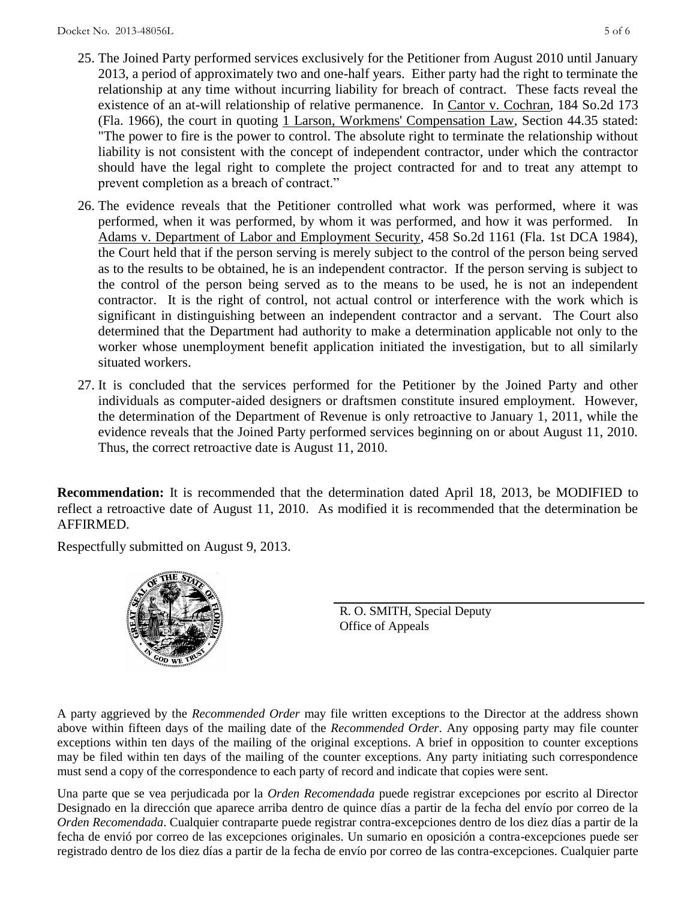25. The Joined Party performed services exclusively for the Petitioner from August 2010 until January 2013, a period of approximately two and one-half years. Either party had the right to terminate the relationship at any time without incurring liability for breach of contract. These facts reveal the existence of an at-will relationship of relative permanence. In Cantor v. Cochran, 184 So.2d 173 (Fla. 1966), the court in quoting 1 Larson, Workmens' Compensation Law, Section 44.35 stated: "The power to fire is the power to control. The absolute right to terminate the relationship without liability is not consistent with the concept of independent contractor, under which the contractor should have the legal right to complete the project contracted for and to treat any attempt to prevent completion as a breach of contract."

26. The evidence reveals that the Petitioner controlled what work was performed, where it was performed, when it was performed, by whom it was performed, and how it was performed. In Adams v. Department of Labor and Employment Security, 458 So.2d 1161 (Fla. 1st DCA 1984), the Court held that if the person serving is merely subject to the control of the person being served as to the results to be obtained, he is an independent contractor. If the person serving is subject to the control of the person being served as to the means to be used, he is not an independent contractor. It is the right of control, not actual control or interference with the work which is significant in distinguishing between an independent contractor and a servant. The Court also determined that the Department had authority to make a determination applicable not only to the worker whose unemployment benefit application initiated the investigation, but to all similarly situated workers.

27. It is concluded that the services performed for the Petitioner by the Joined Party and other individuals as computer-aided designers or draftsmen constitute insured employment. However, the determination of the Department of Revenue is only retroactive to January 1, 2011, while the evidence reveals that the Joined Party performed services beginning on or about August 11, 2010. Thus, the correct retroactive date is August 11, 2010.

**Recommendation:** It is recommended that the determination dated April 18, 2013, be MODIFIED to reflect a retroactive date of August 11, 2010. As modified it is recommended that the determination be AFFIRMED.

Respectfully submitted on August 9, 2013.

R. O. SMITH, Special Deputy
Office of Appeals

A party aggrieved by the *Recommended Order* may file written exceptions to the Director at the address shown above within fifteen days of the mailing date of the *Recommended Order*. Any opposing party may file counter exceptions within ten days of the mailing of the original exceptions. A brief in opposition to counter exceptions may be filed within ten days of the mailing of the counter exceptions. Any party initiating such correspondence must send a copy of the correspondence to each party of record and indicate that copies were sent.

Una parte que se vea perjudicada por la *Orden Recomendada* puede registrar excepciones por escrito al Director Designado en la dirección que aparece arriba dentro de quince días a partir de la fecha del envío por correo de la *Orden Recomendada*. Cualquier contraparte puede registrar contra-excepciones dentro de los diez días a partir de la fecha de envió por correo de las excepciones originales. Un sumario en oposición a contra-excepciones puede ser registrado dentro de los diez días a partir de la fecha de envío por correo de las contra-excepciones. Cualquier parte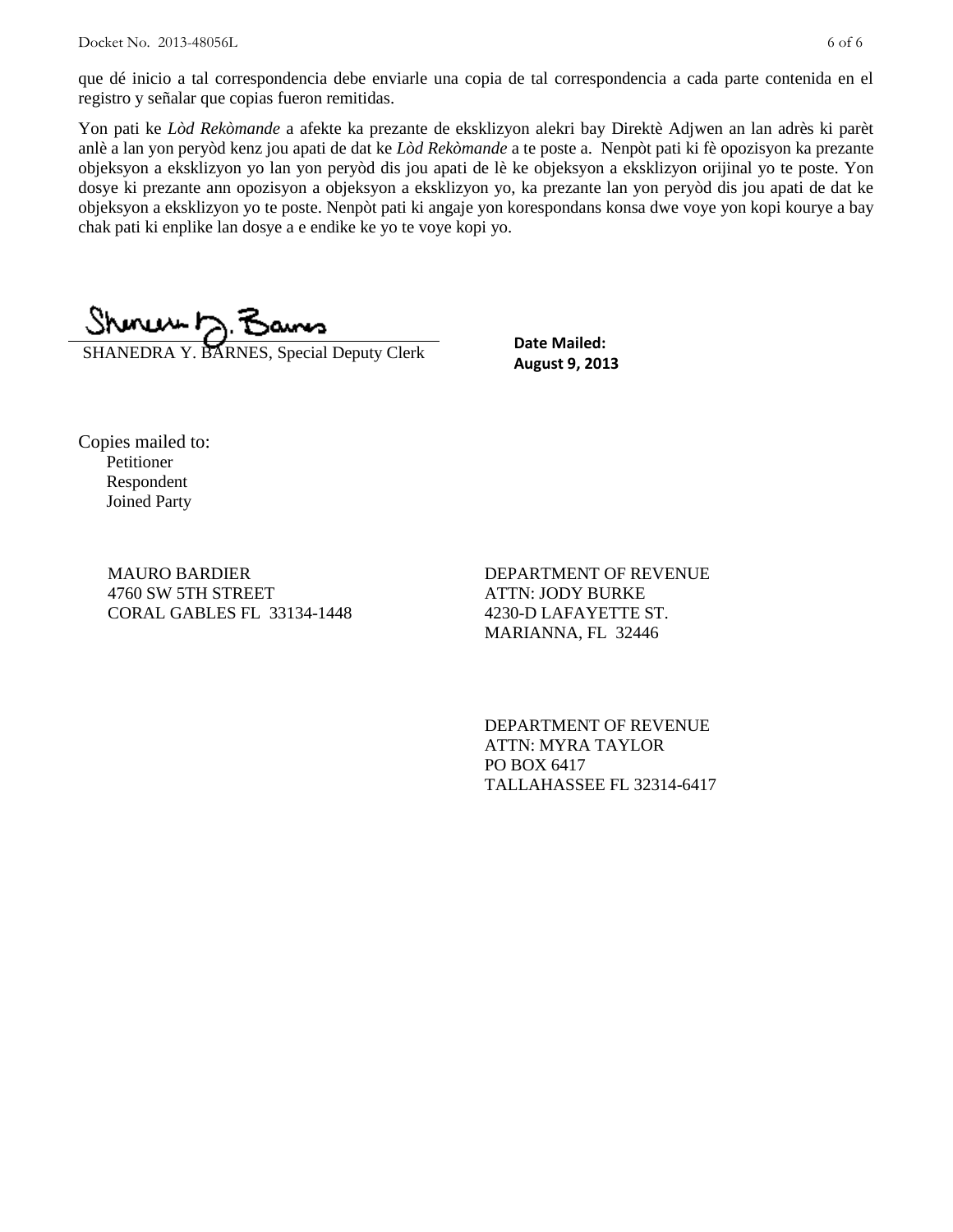que dé inicio a tal correspondencia debe enviarle una copia de tal correspondencia a cada parte contenida en el registro y señalar que copias fueron remitidas.

Yon pati ke *Lòd Rekòmande* a afekte ka prezante de eksklizyon alekri bay Direktè Adjwen an lan adrès ki parèt anlè a lan yon peryòd kenz jou apati de dat ke *Lòd Rekòmande* a te poste a. Nenpòt pati ki fè opozisyon ka prezante objeksyon a eksklizyon yo lan yon peryòd dis jou apati de lè ke objeksyon a eksklizyon orijinal yo te poste. Yon dosye ki prezante ann opozisyon a objeksyon a eksklizyon yo, ka prezante lan yon peryòd dis jou apati de dat ke objeksyon a eksklizyon yo te poste. Nenpòt pati ki angaje yon korespondans konsa dwe voye yon kopi kourye a bay chak pati ki enplike lan dosye a e endike ke yo te voye kopi yo.

SHANEDRA Y. BARNES, Special Deputy Clerk

**Date Mailed:**
**August 9, 2013**

Copies mailed to:
Petitioner
Respondent
Joined Party

MAURO BARDIER
4760 SW 5TH STREET
CORAL GABLES FL 33134-1448

DEPARTMENT OF REVENUE
ATTN: JODY BURKE
4230-D LAFAYETTE ST.
MARIANNA, FL 32446

DEPARTMENT OF REVENUE
ATTN: MYRA TAYLOR
PO BOX 6417
TALLAHASSEE FL 32314-6417